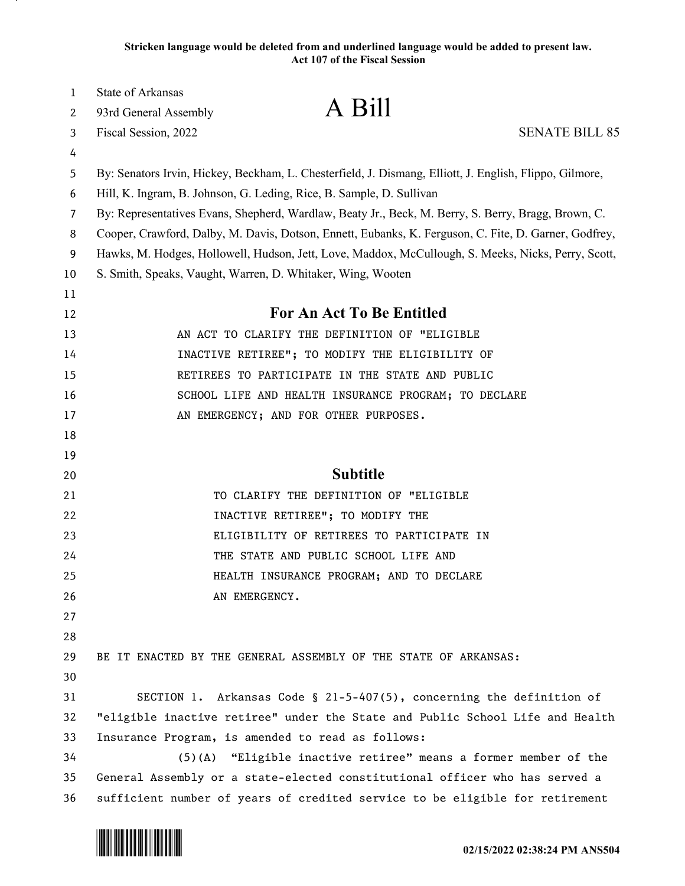Stricken language would be deleted from and underlined language would be added to present law.
Act 107 of the Fiscal Session

State of Arkansas
93rd General Assembly
Fiscal Session, 2022

# A Bill

SENATE BILL 85

By: Senators Irvin, Hickey, Beckham, L. Chesterfield, J. Dismang, Elliott, J. English, Flippo, Gilmore, Hill, K. Ingram, B. Johnson, G. Leding, Rice, B. Sample, D. Sullivan
By: Representatives Evans, Shepherd, Wardlaw, Beaty Jr., Beck, M. Berry, S. Berry, Bragg, Brown, C. Cooper, Crawford, Dalby, M. Davis, Dotson, Ennett, Eubanks, K. Ferguson, C. Fite, D. Garner, Godfrey, Hawks, M. Hodges, Hollowell, Hudson, Jett, Love, Maddox, McCullough, S. Meeks, Nicks, Perry, Scott, S. Smith, Speaks, Vaught, Warren, D. Whitaker, Wing, Wooten

## For An Act To Be Entitled

AN ACT TO CLARIFY THE DEFINITION OF "ELIGIBLE INACTIVE RETIREE"; TO MODIFY THE ELIGIBILITY OF RETIREES TO PARTICIPATE IN THE STATE AND PUBLIC SCHOOL LIFE AND HEALTH INSURANCE PROGRAM; TO DECLARE AN EMERGENCY; AND FOR OTHER PURPOSES.

## Subtitle

TO CLARIFY THE DEFINITION OF "ELIGIBLE INACTIVE RETIREE"; TO MODIFY THE ELIGIBILITY OF RETIREES TO PARTICIPATE IN THE STATE AND PUBLIC SCHOOL LIFE AND HEALTH INSURANCE PROGRAM; AND TO DECLARE AN EMERGENCY.

BE IT ENACTED BY THE GENERAL ASSEMBLY OF THE STATE OF ARKANSAS:

SECTION 1. Arkansas Code § 21-5-407(5), concerning the definition of "eligible inactive retiree" under the State and Public School Life and Health Insurance Program, is amended to read as follows:

(5)(A) "Eligible inactive retiree" means a former member of the General Assembly or a state-elected constitutional officer who has served a sufficient number of years of credited service to be eligible for retirement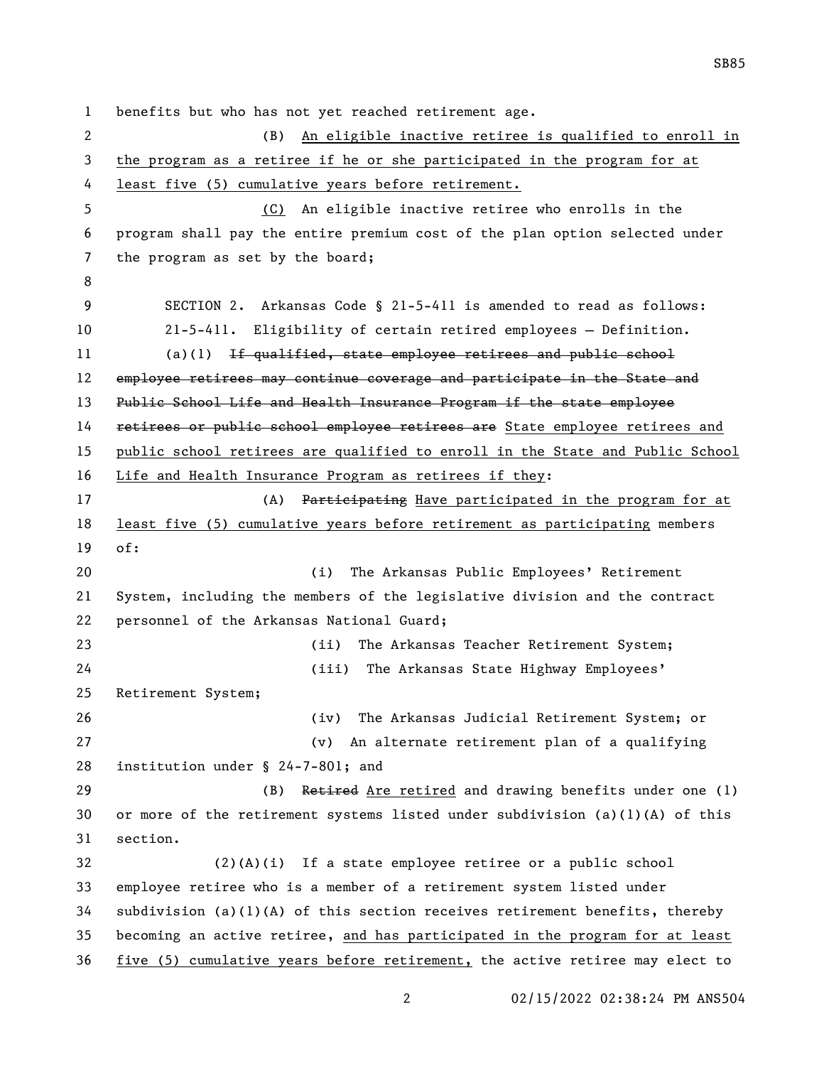benefits but who has not yet reached retirement age.

(B) <u>An eligible inactive retiree is qualified to enroll in the program as a retiree if he or she participated in the program for at least five (5) cumulative years before retirement.</u>

<u>(C)</u> An eligible inactive retiree who enrolls in the program shall pay the entire premium cost of the plan option selected under the program as set by the board;

SECTION 2. Arkansas Code § 21-5-411 is amended to read as follows:

21-5-411. Eligibility of certain retired employees — Definition.

(a)(1) ~~If qualified, state employee retirees and public school employee retirees may continue coverage and participate in the State and Public School Life and Health Insurance Program if the state employee retirees or public school employee retirees are~~ <u>State employee retirees and public school retirees are qualified to enroll in the State and Public School Life and Health Insurance Program as retirees if they</u>:

(A) ~~Participating~~ <u>Have participated in the program for at least five (5) cumulative years before retirement as participating</u> members of:

(i) The Arkansas Public Employees' Retirement System, including the members of the legislative division and the contract personnel of the Arkansas National Guard;

(ii) The Arkansas Teacher Retirement System;

(iii) The Arkansas State Highway Employees' Retirement System;

(iv) The Arkansas Judicial Retirement System; or

(v) An alternate retirement plan of a qualifying institution under § 24-7-801; and

(B) ~~Retired~~ <u>Are retired</u> and drawing benefits under one (1) or more of the retirement systems listed under subdivision (a)(1)(A) of this section.

(2)(A)(i) If a state employee retiree or a public school employee retiree who is a member of a retirement system listed under subdivision (a)(1)(A) of this section receives retirement benefits, thereby becoming an active retiree, <u>and has participated in the program for at least five (5) cumulative years before retirement,</u> the active retiree may elect to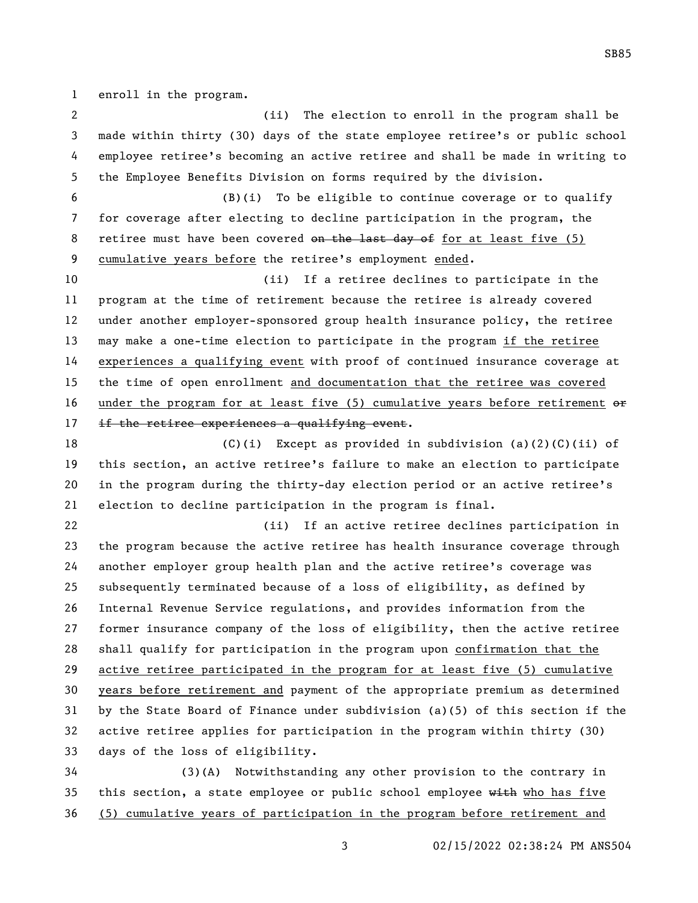enroll in the program.

(ii) The election to enroll in the program shall be made within thirty (30) days of the state employee retiree's or public school employee retiree's becoming an active retiree and shall be made in writing to the Employee Benefits Division on forms required by the division.

(B)(i) To be eligible to continue coverage or to qualify for coverage after electing to decline participation in the program, the retiree must have been covered ~~on the last day of~~ for at least five (5) cumulative years before the retiree's employment ended.

(ii) If a retiree declines to participate in the program at the time of retirement because the retiree is already covered under another employer-sponsored group health insurance policy, the retiree may make a one-time election to participate in the program if the retiree experiences a qualifying event with proof of continued insurance coverage at the time of open enrollment and documentation that the retiree was covered under the program for at least five (5) cumulative years before retirement ~~or if the retiree experiences a qualifying event~~.

(C)(i) Except as provided in subdivision (a)(2)(C)(ii) of this section, an active retiree's failure to make an election to participate in the program during the thirty-day election period or an active retiree's election to decline participation in the program is final.

(ii) If an active retiree declines participation in the program because the active retiree has health insurance coverage through another employer group health plan and the active retiree's coverage was subsequently terminated because of a loss of eligibility, as defined by Internal Revenue Service regulations, and provides information from the former insurance company of the loss of eligibility, then the active retiree shall qualify for participation in the program upon confirmation that the active retiree participated in the program for at least five (5) cumulative years before retirement and payment of the appropriate premium as determined by the State Board of Finance under subdivision (a)(5) of this section if the active retiree applies for participation in the program within thirty (30) days of the loss of eligibility.

(3)(A) Notwithstanding any other provision to the contrary in this section, a state employee or public school employee ~~with~~ who has five (5) cumulative years of participation in the program before retirement and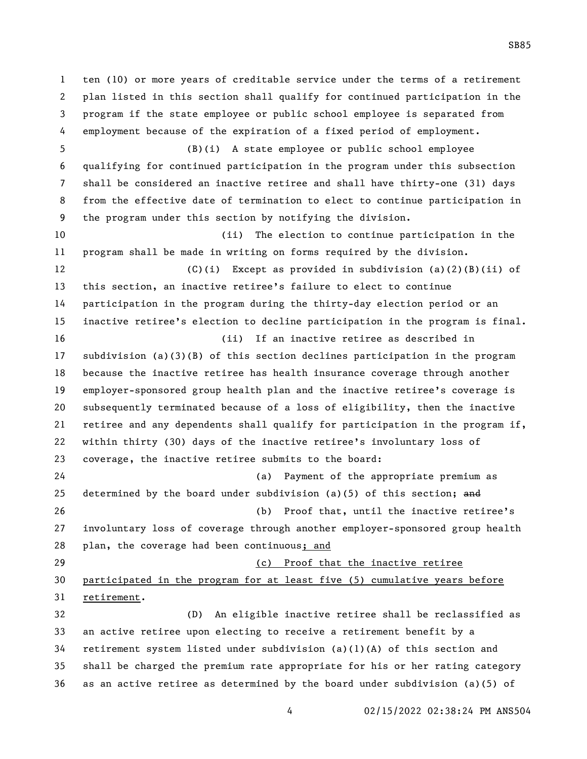ten (10) or more years of creditable service under the terms of a retirement plan listed in this section shall qualify for continued participation in the program if the state employee or public school employee is separated from employment because of the expiration of a fixed period of employment.

(B)(i) A state employee or public school employee qualifying for continued participation in the program under this subsection shall be considered an inactive retiree and shall have thirty-one (31) days from the effective date of termination to elect to continue participation in the program under this section by notifying the division.

(ii) The election to continue participation in the program shall be made in writing on forms required by the division.

(C)(i) Except as provided in subdivision (a)(2)(B)(ii) of this section, an inactive retiree's failure to elect to continue participation in the program during the thirty-day election period or an inactive retiree's election to decline participation in the program is final.

(ii) If an inactive retiree as described in subdivision (a)(3)(B) of this section declines participation in the program because the inactive retiree has health insurance coverage through another employer-sponsored group health plan and the inactive retiree's coverage is subsequently terminated because of a loss of eligibility, then the inactive retiree and any dependents shall qualify for participation in the program if, within thirty (30) days of the inactive retiree's involuntary loss of coverage, the inactive retiree submits to the board:

(a) Payment of the appropriate premium as determined by the board under subdivision (a)(5) of this section; ~~and~~

(b) Proof that, until the inactive retiree's involuntary loss of coverage through another employer-sponsored group health plan, the coverage had been continuous<u>; and</u>

<u>(c) Proof that the inactive retiree participated in the program for at least five (5) cumulative years before retirement</u>.

(D) An eligible inactive retiree shall be reclassified as an active retiree upon electing to receive a retirement benefit by a retirement system listed under subdivision (a)(1)(A) of this section and shall be charged the premium rate appropriate for his or her rating category as an active retiree as determined by the board under subdivision (a)(5) of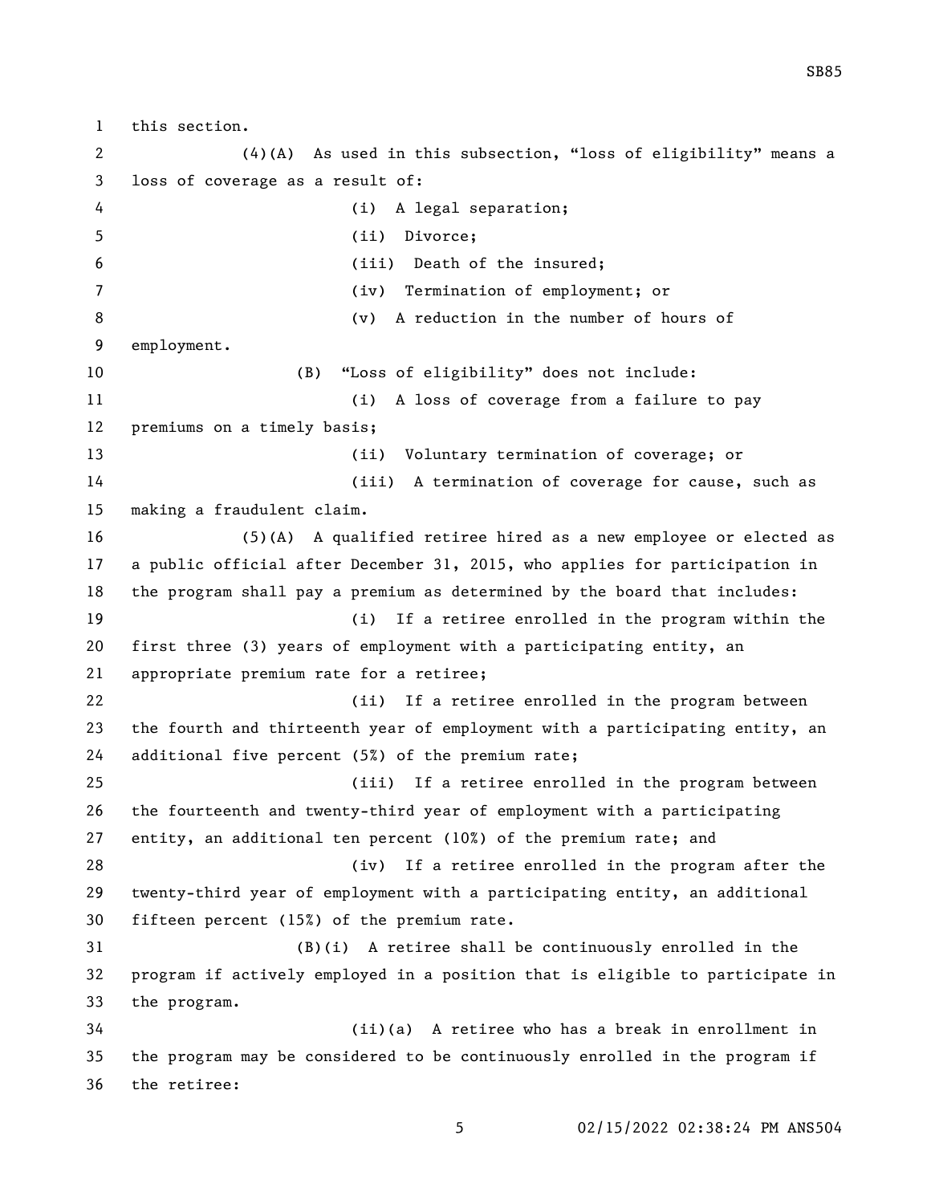this section.

(4)(A) As used in this subsection, "loss of eligibility" means a loss of coverage as a result of:

(i) A legal separation;

(ii) Divorce;

(iii) Death of the insured;

(iv) Termination of employment; or

(v) A reduction in the number of hours of employment.

(B) "Loss of eligibility" does not include:

(i) A loss of coverage from a failure to pay premiums on a timely basis;

(ii) Voluntary termination of coverage; or

(iii) A termination of coverage for cause, such as making a fraudulent claim.

(5)(A) A qualified retiree hired as a new employee or elected as a public official after December 31, 2015, who applies for participation in the program shall pay a premium as determined by the board that includes:

(i) If a retiree enrolled in the program within the first three (3) years of employment with a participating entity, an appropriate premium rate for a retiree;

(ii) If a retiree enrolled in the program between the fourth and thirteenth year of employment with a participating entity, an additional five percent (5%) of the premium rate;

(iii) If a retiree enrolled in the program between the fourteenth and twenty-third year of employment with a participating entity, an additional ten percent (10%) of the premium rate; and

(iv) If a retiree enrolled in the program after the twenty-third year of employment with a participating entity, an additional fifteen percent (15%) of the premium rate.

(B)(i) A retiree shall be continuously enrolled in the program if actively employed in a position that is eligible to participate in the program.

(ii)(a) A retiree who has a break in enrollment in the program may be considered to be continuously enrolled in the program if the retiree: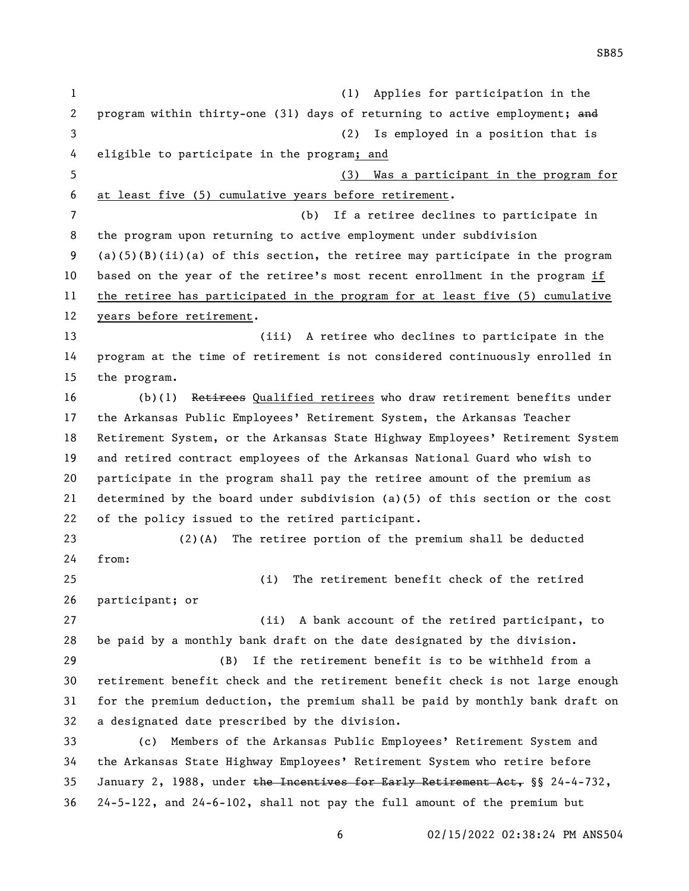(1) Applies for participation in the program within thirty-one (31) days of returning to active employment; ~~and~~

(2) Is employed in a position that is eligible to participate in the program; and

(3) Was a participant in the program for at least five (5) cumulative years before retirement.

(b) If a retiree declines to participate in the program upon returning to active employment under subdivision (a)(5)(B)(ii)(a) of this section, the retiree may participate in the program based on the year of the retiree's most recent enrollment in the program if the retiree has participated in the program for at least five (5) cumulative years before retirement.

(iii) A retiree who declines to participate in the program at the time of retirement is not considered continuously enrolled in the program.

(b)(1) ~~Retirees~~ Qualified retirees who draw retirement benefits under the Arkansas Public Employees' Retirement System, the Arkansas Teacher Retirement System, or the Arkansas State Highway Employees' Retirement System and retired contract employees of the Arkansas National Guard who wish to participate in the program shall pay the retiree amount of the premium as determined by the board under subdivision (a)(5) of this section or the cost of the policy issued to the retired participant.

(2)(A) The retiree portion of the premium shall be deducted from:

(i) The retirement benefit check of the retired participant; or

(ii) A bank account of the retired participant, to be paid by a monthly bank draft on the date designated by the division.

(B) If the retirement benefit is to be withheld from a retirement benefit check and the retirement benefit check is not large enough for the premium deduction, the premium shall be paid by monthly bank draft on a designated date prescribed by the division.

(c) Members of the Arkansas Public Employees' Retirement System and the Arkansas State Highway Employees' Retirement System who retire before January 2, 1988, under ~~the Incentives for Early Retirement Act,~~ §§ 24-4-732, 24-5-122, and 24-6-102, shall not pay the full amount of the premium but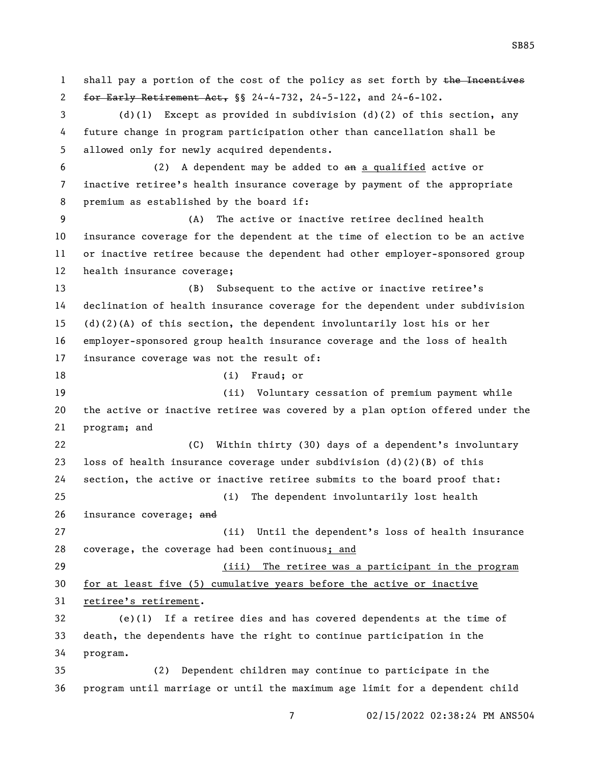shall pay a portion of the cost of the policy as set forth by ~~the Incentives for Early Retirement Act,~~ §§ 24-4-732, 24-5-122, and 24-6-102.

(d)(1) Except as provided in subdivision (d)(2) of this section, any future change in program participation other than cancellation shall be allowed only for newly acquired dependents.

(2) A dependent may be added to ~~an~~ a qualified active or inactive retiree's health insurance coverage by payment of the appropriate premium as established by the board if:

(A) The active or inactive retiree declined health insurance coverage for the dependent at the time of election to be an active or inactive retiree because the dependent had other employer-sponsored group health insurance coverage;

(B) Subsequent to the active or inactive retiree's declination of health insurance coverage for the dependent under subdivision (d)(2)(A) of this section, the dependent involuntarily lost his or her employer-sponsored group health insurance coverage and the loss of health insurance coverage was not the result of:

(i) Fraud; or

(ii) Voluntary cessation of premium payment while the active or inactive retiree was covered by a plan option offered under the program; and

(C) Within thirty (30) days of a dependent's involuntary loss of health insurance coverage under subdivision (d)(2)(B) of this section, the active or inactive retiree submits to the board proof that:

(i) The dependent involuntarily lost health insurance coverage; ~~and~~

(ii) Until the dependent's loss of health insurance coverage, the coverage had been continuous; and

(iii) The retiree was a participant in the program for at least five (5) cumulative years before the active or inactive retiree's retirement.

(e)(1) If a retiree dies and has covered dependents at the time of death, the dependents have the right to continue participation in the program.

(2) Dependent children may continue to participate in the program until marriage or until the maximum age limit for a dependent child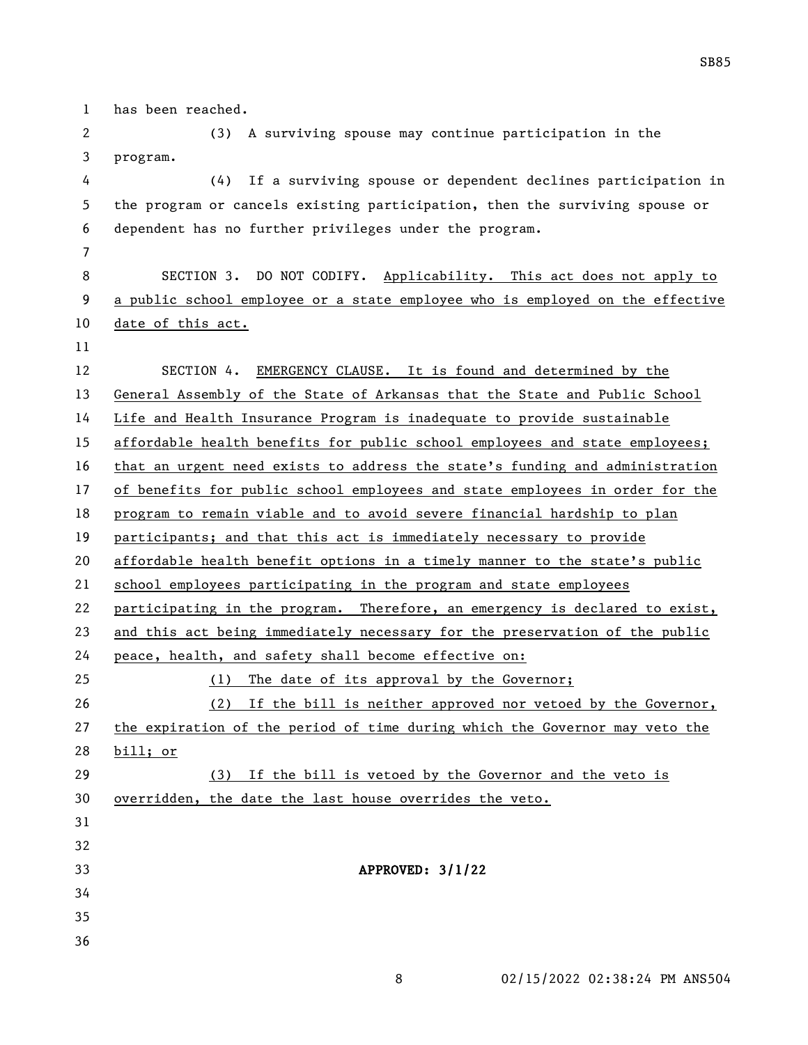has been reached.

(3) A surviving spouse may continue participation in the program.

(4) If a surviving spouse or dependent declines participation in the program or cancels existing participation, then the surviving spouse or dependent has no further privileges under the program.

SECTION 3. DO NOT CODIFY. Applicability. This act does not apply to a public school employee or a state employee who is employed on the effective date of this act.

SECTION 4. EMERGENCY CLAUSE. It is found and determined by the General Assembly of the State of Arkansas that the State and Public School Life and Health Insurance Program is inadequate to provide sustainable affordable health benefits for public school employees and state employees; that an urgent need exists to address the state's funding and administration of benefits for public school employees and state employees in order for the program to remain viable and to avoid severe financial hardship to plan participants; and that this act is immediately necessary to provide affordable health benefit options in a timely manner to the state's public school employees participating in the program and state employees participating in the program. Therefore, an emergency is declared to exist, and this act being immediately necessary for the preservation of the public peace, health, and safety shall become effective on:

(1) The date of its approval by the Governor;

(2) If the bill is neither approved nor vetoed by the Governor, the expiration of the period of time during which the Governor may veto the bill; or

(3) If the bill is vetoed by the Governor and the veto is overridden, the date the last house overrides the veto.

**APPROVED: 3/1/22**